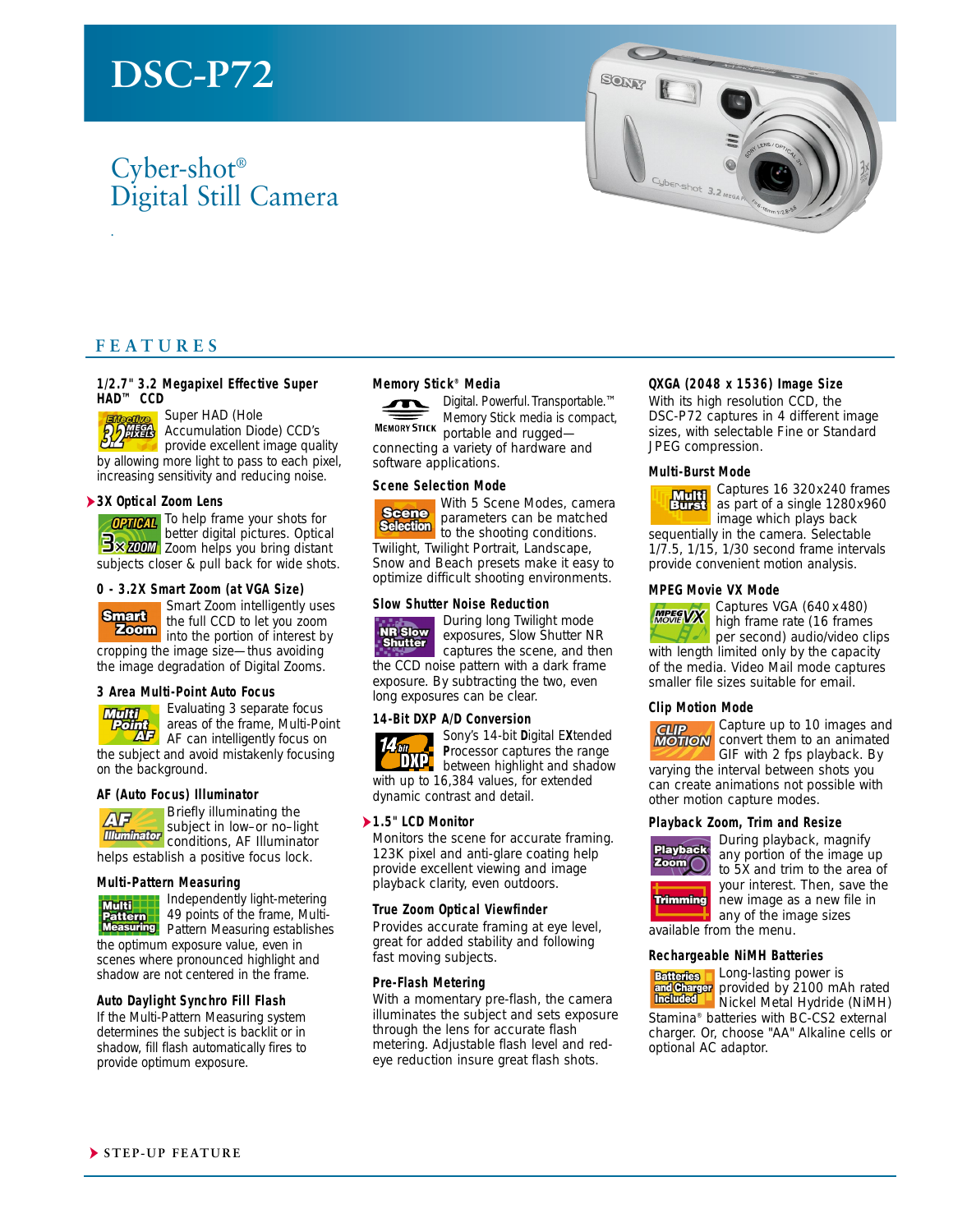# DSC-P72

## Cyber-shot® Digital Still Camera

## FEATURES

### 1/2.7" 3.2 Megapixel Effective Super HAD™ CCD

Super HAD (Hole Accumulation Diode) CCD's provide excellent image quality by allowing more light to pass to each pixel, increasing sensitivity and reducing noise.

### ➤3X Optical Zoom Lens

To help frame your shots for better digital pictures. Optical Zoom helps you bring distant subjects closer & pull back for wide shots.

### 0 - 3.2X Smart Zoom (at VGA Size)

Smart Zoom intelligently uses the full CCD to let you zoom into the portion of interest by cropping the image size—thus avoiding the image degradation of Digital Zooms.

### 3 Area Multi-Point Auto Focus

Evaluating 3 separate focus areas of the frame, Multi-Point AF can intelligently focus on the subject and avoid mistakenly focusing on the background.

### AF (Auto Focus) Illuminator

Briefly illuminating the subject in low–or no–light conditions, AF Illuminator helps establish a positive focus lock.

### Multi-Pattern Measuring

Independently light-metering 49 points of the frame, Multi-Pattern Measuring establishes the optimum exposure value, even in scenes where pronounced highlight and shadow are not centered in the frame.

### Auto Daylight Synchro Fill Flash

If the Multi-Pattern Measuring system determines the subject is backlit or in shadow, fill flash automatically fires to provide optimum exposure.

### Memory Stick® Media

Digital. Powerful. Transportable.™ Memory Stick media is compact, portable and rugged—connecting a variety of hardware and software applications.

### Scene Selection Mode

With 5 Scene Modes, camera parameters can be matched to the shooting conditions. Twilight, Twilight Portrait, Landscape, Snow and Beach presets make it easy to optimize difficult shooting environments.

### Slow Shutter Noise Reduction

During long Twilight mode exposures, Slow Shutter NR captures the scene, and then the CCD noise pattern with a dark frame exposure. By subtracting the two, even long exposures can be clear.

### 14-Bit DXP A/D Conversion

Sony's 14-bit **D**igital E**X**tended **P**rocessor captures the range between highlight and shadow with up to 16,384 values, for extended dynamic contrast and detail.

### ➤1.5" LCD Monitor

Monitors the scene for accurate framing. 123K pixel and anti-glare coating help provide excellent viewing and image playback clarity, even outdoors.

### True Zoom Optical Viewfinder

Provides accurate framing at eye level, great for added stability and following fast moving subjects.

### Pre-Flash Metering

With a momentary pre-flash, the camera illuminates the subject and sets exposure through the lens for accurate flash metering. Adjustable flash level and red-eye reduction insure great flash shots.

### QXGA (2048 x 1536) Image Size

With its high resolution CCD, the DSC-P72 captures in 4 different image sizes, with selectable Fine or Standard JPEG compression.

### Multi-Burst Mode

Captures 16 320x240 frames as part of a single 1280x960 image which plays back sequentially in the camera. Selectable 1/7.5, 1/15, 1/30 second frame intervals provide convenient motion analysis.

### MPEG Movie VX Mode

Captures VGA (640 x 480) high frame rate (16 frames per second) audio/video clips with length limited only by the capacity of the media. Video Mail mode captures smaller file sizes suitable for email.

### Clip Motion Mode

Capture up to 10 images and convert them to an animated GIF with 2 fps playback. By varying the interval between shots you can create animations not possible with other motion capture modes.

### Playback Zoom, Trim and Resize

During playback, magnify any portion of the image up to 5X and trim to the area of your interest. Then, save the new image as a new file in any of the image sizes available from the menu.

### Rechargeable NiMH Batteries

Long-lasting power is provided by 2100 mAh rated Nickel Metal Hydride (NiMH) Stamina® batteries with BC-CS2 external charger. Or, choose "AA" Alkaline cells or optional AC adaptor.

➤ STEP-UP FEATURE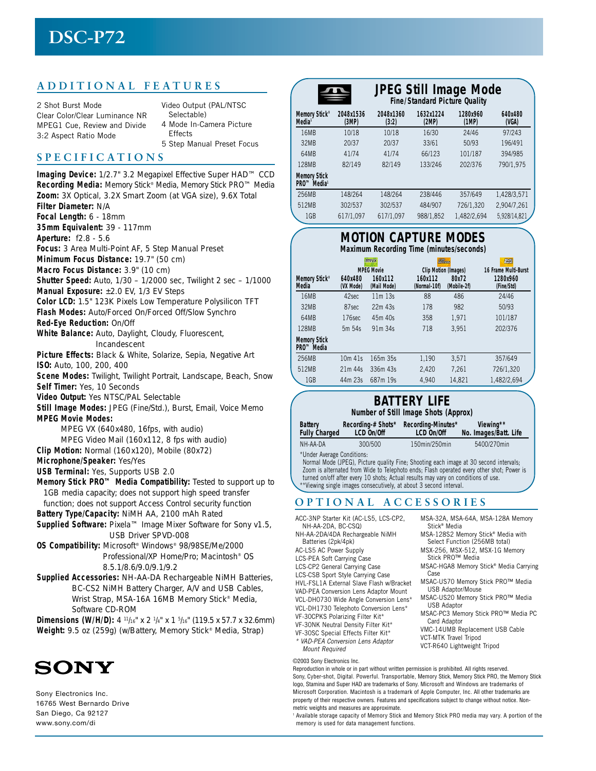# DSC-P72

## ADDITIONAL FEATURES

2 Shot Burst Mode
Clear Color/Clear Luminance NR
MPEG1 Cue, Review and Divide
3:2 Aspect Ratio Mode
Video Output (PAL/NTSC Selectable)
4 Mode In-Camera Picture Effects
5 Step Manual Preset Focus

## SPECIFICATIONS

**Imaging Device:** 1/2.7" 3.2 Megapixel Effective Super HAD™ CCD
**Recording Media:** Memory Stick® Media, Memory Stick PRO™ Media
**Zoom:** 3X Optical, 3.2X Smart Zoom (at VGA size), 9.6X Total
**Filter Diameter:** N/A
**Focal Length:** 6 - 18mm
**35mm Equivalent:** 39 - 117mm
**Aperture:** f2.8 - 5.6
**Focus:** 3 Area Multi-Point AF, 5 Step Manual Preset
**Minimum Focus Distance:** 19.7" (50 cm)
**Macro Focus Distance:** 3.9" (10 cm)
**Shutter Speed:** Auto, 1/30 – 1/2000 sec, Twilight 2 sec – 1/1000
**Manual Exposure:** ±2.0 EV, 1/3 EV Steps
**Color LCD:** 1.5" 123K Pixels Low Temperature Polysilicon TFT
**Flash Modes:** Auto/Forced On/Forced Off/Slow Synchro
**Red-Eye Reduction:** On/Off
**White Balance:** Auto, Daylight, Cloudy, Fluorescent, Incandescent
**Picture Effects:** Black & White, Solarize, Sepia, Negative Art
**ISO:** Auto, 100, 200, 400
**Scene Modes:** Twilight, Twilight Portrait, Landscape, Beach, Snow
**Self Timer:** Yes, 10 Seconds
**Video Output:** Yes NTSC/PAL Selectable
**Still Image Modes:** JPEG (Fine/Std.), Burst, Email, Voice Memo
**MPEG Movie Modes:**
MPEG VX (640x480, 16fps, with audio)
MPEG Video Mail (160x112, 8 fps with audio)
**Clip Motion:** Normal (160x120), Mobile (80x72)
**Microphone/Speaker:** Yes/Yes
**USB Terminal:** Yes, Supports USB 2.0
**Memory Stick PRO™ Media Compatibility:** Tested to support up to 1GB media capacity; does not support high speed transfer function; does not support Access Control security function
**Battery Type/Capacity:** NiMH AA, 2100 mAh Rated
**Supplied Software:** Pixela™ Image Mixer Software for Sony v1.5, USB Driver SPVD-008
**OS Compatibility:** Microsoft® Windows® 98/98SE/Me/2000 Professional/XP Home/Pro; Macintosh® OS 8.5.1/8.6/9.0/9.1/9.2
**Supplied Accessories:** NH-AA-DA Rechargeable NiMH Batteries, BC-CS2 NiMH Battery Charger, A/V and USB Cables, Wrist Strap, MSA-16A 16MB Memory Stick® Media, Software CD-ROM
**Dimensions (W/H/D):** 4 11/16" x 2 1/4" x 1 5/16" (119.5 x 57.7 x 32.6mm)
**Weight:** 9.5 oz (259g) (w/Battery, Memory Stick® Media, Strap)

## JPEG Still Image Mode
### Fine/Standard Picture Quality

| Memory Stick® Media[1] | 2048x1536 (3MP) | 2048x1360 (3:2) | 1632x1224 (2MP) | 1280x960 (1MP) | 640x480 (VGA) |
|---|---|---|---|---|---|
| 16MB | 10/18 | 10/18 | 16/30 | 24/46 | 97/243 |
| 32MB | 20/37 | 20/37 | 33/61 | 50/93 | 196/491 |
| 64MB | 41/74 | 41/74 | 66/123 | 101/187 | 394/985 |
| 128MB | 82/149 | 82/149 | 133/246 | 202/376 | 790/1,975 |
| **Memory Stick PRO™ Media[1]** | | | | | |
| 256MB | 148/264 | 148/264 | 238/446 | 357/649 | 1,428/3,571 |
| 512MB | 302/537 | 302/537 | 484/907 | 726/1,320 | 2,904/7,261 |
| 1GB | 617/1,097 | 617/1,097 | 988/1,852 | 1,482/2,694 | 5,928/14,821 |

## MOTION CAPTURE MODES
### Maximum Recording Time (minutes/seconds)

| | MPEG Movie | | Clip Motion (Images) | | 16 Frame Multi-Burst |
|---|---|---|---|---|---|
| Memory Stick® Media | 640x480 (VX Mode) | 160x112 (Mail Mode) | 160x112 (Normal-10f) | 80x72 (Mobile-2f) | 1280x960 (Fine/Std) |
| 16MB | 42sec | 11m 13s | 88 | 486 | 24/46 |
| 32MB | 87sec | 22m 43s | 178 | 982 | 50/93 |
| 64MB | 176sec | 45m 40s | 358 | 1,971 | 101/187 |
| 128MB | 5m 54s | 91m 34s | 718 | 3,951 | 202/376 |
| **Memory Stick PRO™ Media** | | | | | |
| 256MB | 10m 41s | 165m 35s | 1,190 | 3,571 | 357/649 |
| 512MB | 21m 44s | 336m 43s | 2,420 | 7,261 | 726/1,320 |
| 1GB | 44m 23s | 687m 19s | 4,940 | 14,821 | 1,482/2,694 |

## BATTERY LIFE
### Number of Still Image Shots (Approx)

| Battery Fully Charged | Recording-# Shots* LCD On/Off | Recording-Minutes* LCD On/Off | Viewing** No. Images/Batt. Life |
|---|---|---|---|
| NH-AA-DA | 300/500 | 150min/250min | 5400/270min |

*Under Average Conditions:
Normal Mode (JPEG), Picture quality Fine; Shooting each image at 30 second intervals; Zoom is alternated from Wide to Telephoto ends; Flash operated every other shot; Power is turned on/off after every 10 shots; Actual results may vary on conditions of use.
**Viewing single images consecutively, at about 3 second interval.

## OPTIONAL ACCESSORIES

ACC-3NP Starter Kit (AC-LS5, LCS-CP2, NH-AA-2DA, BC-CSQ)
NH-AA-2DA/4DA Rechargeable NiMH Batteries (2pk/4pk)
AC-LS5 AC Power Supply
LCS-PEA Soft Carrying Case
LCS-CP2 General Carrying Case
LCS-CSB Sport Style Carrying Case
HVL-FSL1A External Slave Flash w/Bracket
VAD-PEA Conversion Lens Adaptor Mount
VCL-DH0730 Wide Angle Conversion Lens*
VCL-DH1730 Telephoto Conversion Lens*
VF-30CPKS Polarizing Filter Kit*
VF-30NK Neutral Density Filter Kit*
VF-30SC Special Effects Filter Kit*
*\* VAD-PEA Conversion Lens Adaptor Mount Required*
MSA-32A, MSA-64A, MSA-128A Memory Stick® Media
MSA-128S2 Memory Stick® Media with Select Function (256MB total)
MSX-256, MSX-512, MSX-1G Memory Stick PRO™ Media
MSAC-HGA8 Memory Stick® Media Carrying Case
MSAC-US70 Memory Stick PRO™ Media USB Adaptor/Mouse
MSAC-US20 Memory Stick PRO™ Media USB Adaptor
MSAC-PC3 Memory Stick PRO™ Media PC Card Adaptor
VMC-14UMB Replacement USB Cable
VCT-MTK Travel Tripod
VCT-R640 Lightweight Tripod

SONY

Sony Electronics Inc.
16765 West Bernardo Drive
San Diego, Ca 92127
www.sony.com/di

©2003 Sony Electronics Inc.
Reproduction in whole or in part without written permission is prohibited. All rights reserved.
Sony, Cyber-shot, Digital. Powerful. Transportable, Memory Stick, Memory Stick PRO, the Memory Stick logo, Stamina and Super HAD are trademarks of Sony. Microsoft and Windows are trademarks of Microsoft Corporation. Macintosh is a trademark of Apple Computer, Inc. All other trademarks are property of their respective owners. Features and specifications subject to change without notice. Non-metric weights and measures are approximate.
[1] Available storage capacity of Memory Stick and Memory Stick PRO media may vary. A portion of the memory is used for data management functions.